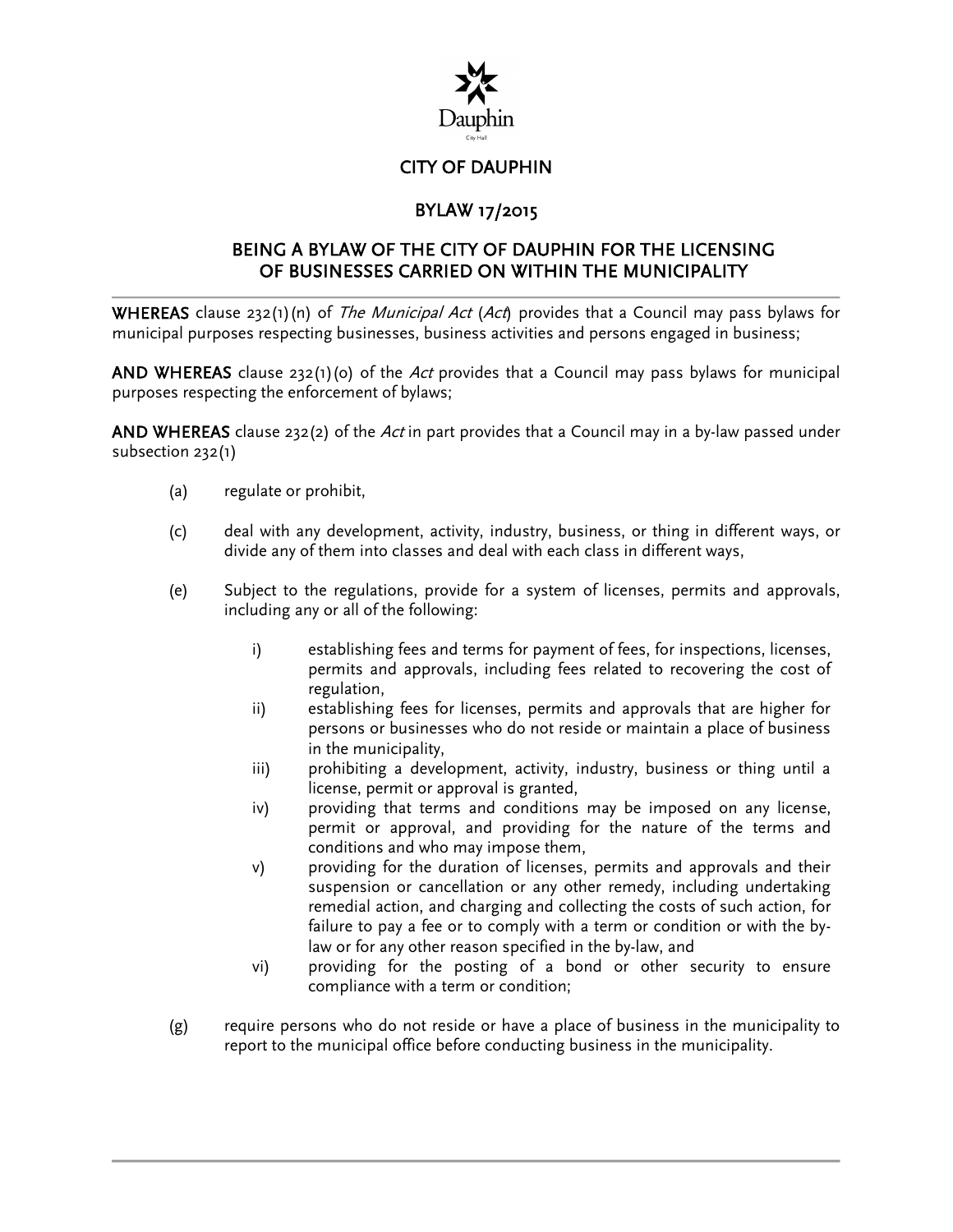Dauphin

City Hall

# CITY OF DAUPHIN

## BYLAW 17/2015

## BEING A BYLAW OF THE CITY OF DAUPHIN FOR THE LICENSING OF BUSINESSES CARRIED ON WITHIN THE MUNICIPALITY

---

**WHEREAS** clause 232(1)(n) of *The Municipal Act* (*Act*) provides that a Council may pass bylaws for municipal purposes respecting businesses, business activities and persons engaged in business;

**AND WHEREAS** clause 232(1)(o) of the *Act* provides that a Council may pass bylaws for municipal purposes respecting the enforcement of bylaws;

**AND WHEREAS** clause 232(2) of the *Act* in part provides that a Council may in a by-law passed under subsection 232(1)

(a) regulate or prohibit,

(c) deal with any development, activity, industry, business, or thing in different ways, or divide any of them into classes and deal with each class in different ways,

(e) Subject to the regulations, provide for a system of licenses, permits and approvals, including any or all of the following:

- i) establishing fees and terms for payment of fees, for inspections, licenses, permits and approvals, including fees related to recovering the cost of regulation,
- ii) establishing fees for licenses, permits and approvals that are higher for persons or businesses who do not reside or maintain a place of business in the municipality,
- iii) prohibiting a development, activity, industry, business or thing until a license, permit or approval is granted,
- iv) providing that terms and conditions may be imposed on any license, permit or approval, and providing for the nature of the terms and conditions and who may impose them,
- v) providing for the duration of licenses, permits and approvals and their suspension or cancellation or any other remedy, including undertaking remedial action, and charging and collecting the costs of such action, for failure to pay a fee or to comply with a term or condition or with the by-law or for any other reason specified in the by-law, and
- vi) providing for the posting of a bond or other security to ensure compliance with a term or condition;

(g) require persons who do not reside or have a place of business in the municipality to report to the municipal office before conducting business in the municipality.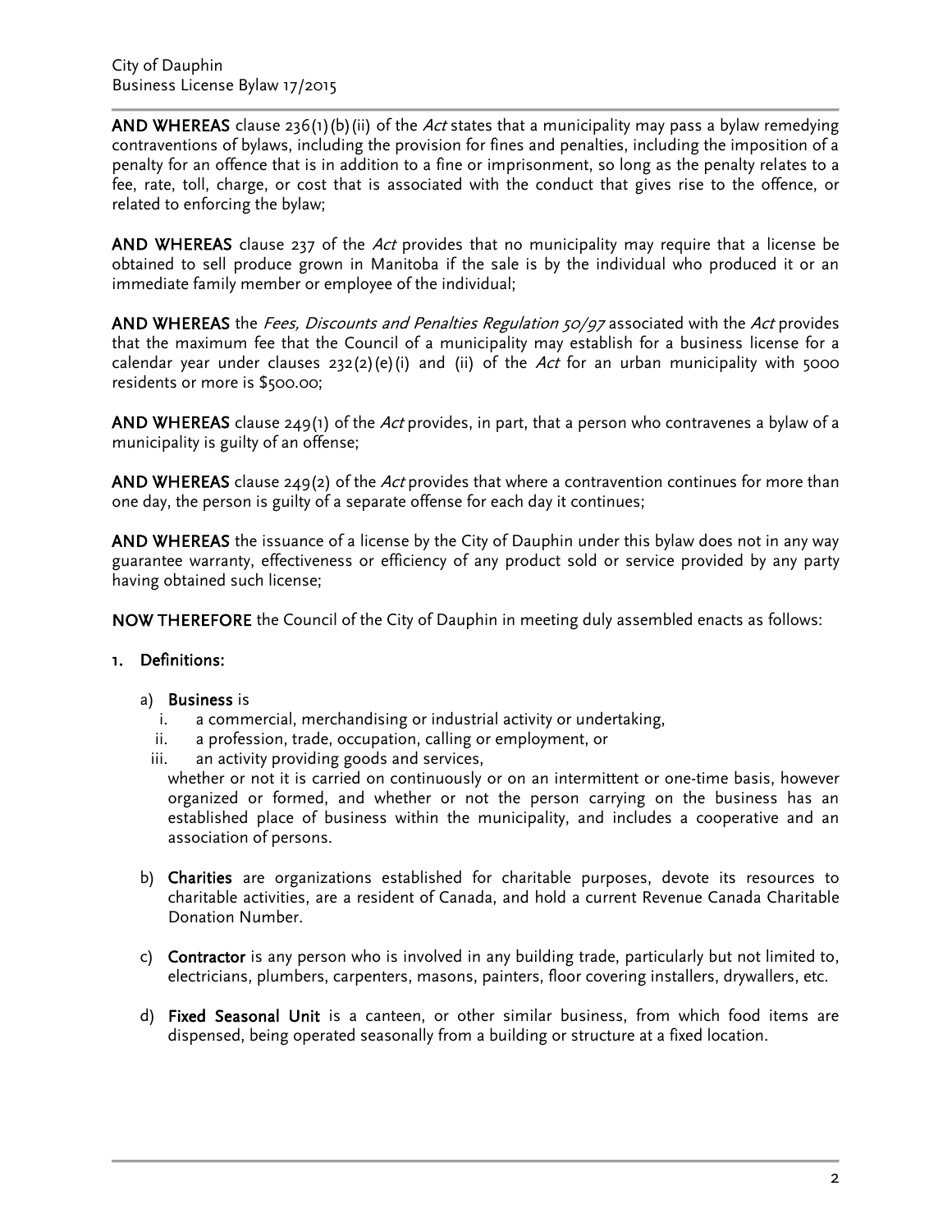**AND WHEREAS** clause 236(1)(b)(ii) of the *Act* states that a municipality may pass a bylaw remedying contraventions of bylaws, including the provision for fines and penalties, including the imposition of a penalty for an offence that is in addition to a fine or imprisonment, so long as the penalty relates to a fee, rate, toll, charge, or cost that is associated with the conduct that gives rise to the offence, or related to enforcing the bylaw;

**AND WHEREAS** clause 237 of the *Act* provides that no municipality may require that a license be obtained to sell produce grown in Manitoba if the sale is by the individual who produced it or an immediate family member or employee of the individual;

**AND WHEREAS** the *Fees, Discounts and Penalties Regulation 50/97* associated with the *Act* provides that the maximum fee that the Council of a municipality may establish for a business license for a calendar year under clauses 232(2)(e)(i) and (ii) of the *Act* for an urban municipality with 5000 residents or more is $500.00;

**AND WHEREAS** clause 249(1) of the *Act* provides, in part, that a person who contravenes a bylaw of a municipality is guilty of an offense;

**AND WHEREAS** clause 249(2) of the *Act* provides that where a contravention continues for more than one day, the person is guilty of a separate offense for each day it continues;

**AND WHEREAS** the issuance of a license by the City of Dauphin under this bylaw does not in any way guarantee warranty, effectiveness or efficiency of any product sold or service provided by any party having obtained such license;

**NOW THEREFORE** the Council of the City of Dauphin in meeting duly assembled enacts as follows:

1. **Definitions:**

   a) **Business** is
      i. a commercial, merchandising or industrial activity or undertaking,
      ii. a profession, trade, occupation, calling or employment, or
      iii. an activity providing goods and services,

      whether or not it is carried on continuously or on an intermittent or one-time basis, however organized or formed, and whether or not the person carrying on the business has an established place of business within the municipality, and includes a cooperative and an association of persons.

   b) **Charities** are organizations established for charitable purposes, devote its resources to charitable activities, are a resident of Canada, and hold a current Revenue Canada Charitable Donation Number.

   c) **Contractor** is any person who is involved in any building trade, particularly but not limited to, electricians, plumbers, carpenters, masons, painters, floor covering installers, drywallers, etc.

   d) **Fixed Seasonal Unit** is a canteen, or other similar business, from which food items are dispensed, being operated seasonally from a building or structure at a fixed location.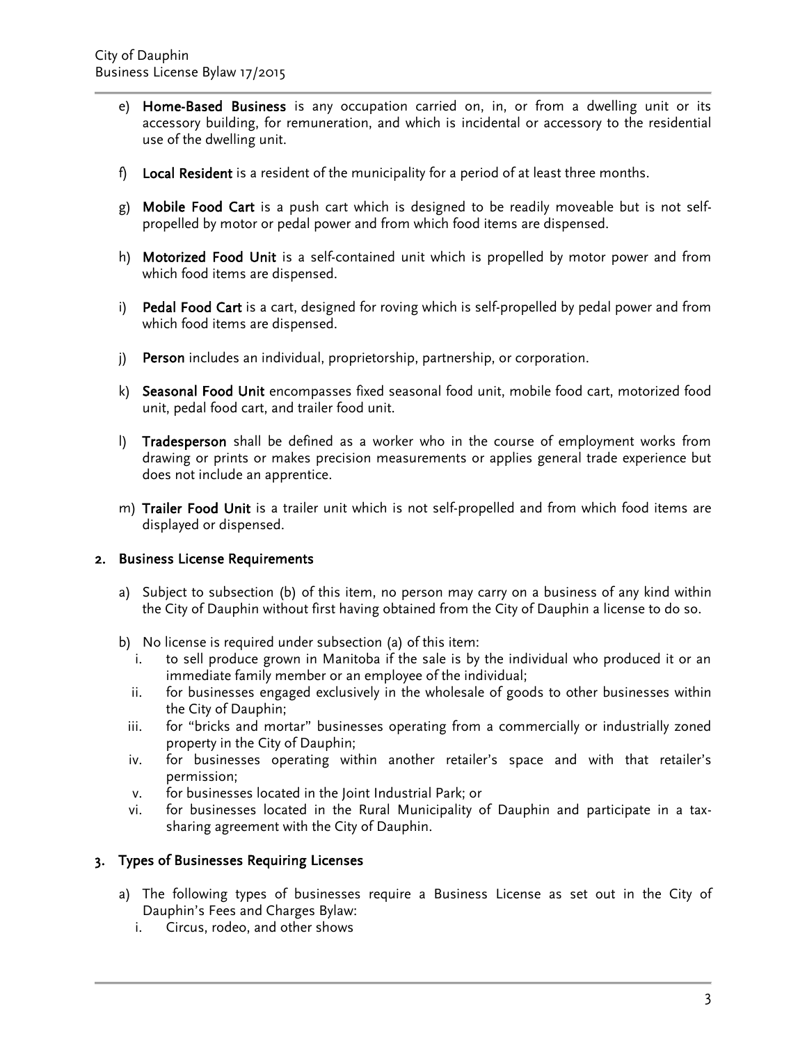e) **Home-Based Business** is any occupation carried on, in, or from a dwelling unit or its accessory building, for remuneration, and which is incidental or accessory to the residential use of the dwelling unit.

f) **Local Resident** is a resident of the municipality for a period of at least three months.

g) **Mobile Food Cart** is a push cart which is designed to be readily moveable but is not self-propelled by motor or pedal power and from which food items are dispensed.

h) **Motorized Food Unit** is a self-contained unit which is propelled by motor power and from which food items are dispensed.

i) **Pedal Food Cart** is a cart, designed for roving which is self-propelled by pedal power and from which food items are dispensed.

j) **Person** includes an individual, proprietorship, partnership, or corporation.

k) **Seasonal Food Unit** encompasses fixed seasonal food unit, mobile food cart, motorized food unit, pedal food cart, and trailer food unit.

l) **Tradesperson** shall be defined as a worker who in the course of employment works from drawing or prints or makes precision measurements or applies general trade experience but does not include an apprentice.

m) **Trailer Food Unit** is a trailer unit which is not self-propelled and from which food items are displayed or dispensed.

## 2. Business License Requirements

a) Subject to subsection (b) of this item, no person may carry on a business of any kind within the City of Dauphin without first having obtained from the City of Dauphin a license to do so.

b) No license is required under subsection (a) of this item:
   i. to sell produce grown in Manitoba if the sale is by the individual who produced it or an immediate family member or an employee of the individual;
   ii. for businesses engaged exclusively in the wholesale of goods to other businesses within the City of Dauphin;
   iii. for "bricks and mortar" businesses operating from a commercially or industrially zoned property in the City of Dauphin;
   iv. for businesses operating within another retailer's space and with that retailer's permission;
   v. for businesses located in the Joint Industrial Park; or
   vi. for businesses located in the Rural Municipality of Dauphin and participate in a tax-sharing agreement with the City of Dauphin.

## 3. Types of Businesses Requiring Licenses

a) The following types of businesses require a Business License as set out in the City of Dauphin's Fees and Charges Bylaw:
   i. Circus, rodeo, and other shows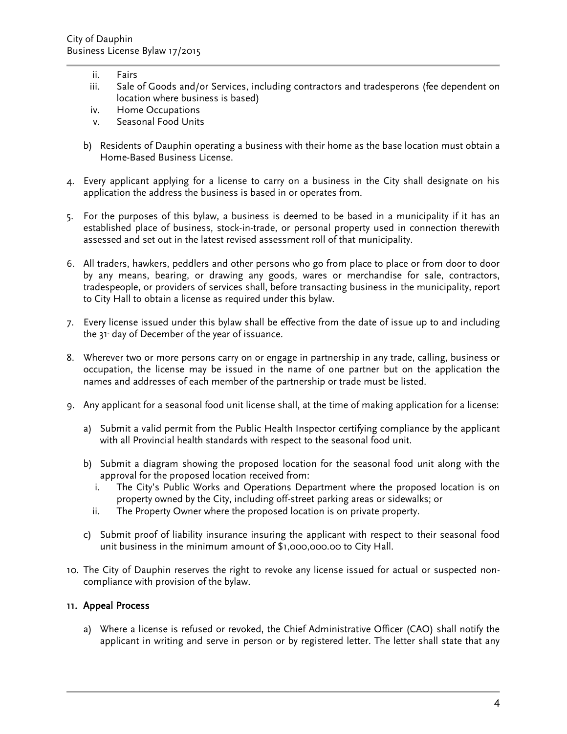ii. Fairs
iii. Sale of Goods and/or Services, including contractors and tradesperons (fee dependent on location where business is based)
iv. Home Occupations
v. Seasonal Food Units

b) Residents of Dauphin operating a business with their home as the base location must obtain a Home-Based Business License.

4. Every applicant applying for a license to carry on a business in the City shall designate on his application the address the business is based in or operates from.

5. For the purposes of this bylaw, a business is deemed to be based in a municipality if it has an established place of business, stock-in-trade, or personal property used in connection therewith assessed and set out in the latest revised assessment roll of that municipality.

6. All traders, hawkers, peddlers and other persons who go from place to place or from door to door by any means, bearing, or drawing any goods, wares or merchandise for sale, contractors, tradespeople, or providers of services shall, before transacting business in the municipality, report to City Hall to obtain a license as required under this bylaw.

7. Every license issued under this bylaw shall be effective from the date of issue up to and including the 31st day of December of the year of issuance.

8. Wherever two or more persons carry on or engage in partnership in any trade, calling, business or occupation, the license may be issued in the name of one partner but on the application the names and addresses of each member of the partnership or trade must be listed.

9. Any applicant for a seasonal food unit license shall, at the time of making application for a license:

   a) Submit a valid permit from the Public Health Inspector certifying compliance by the applicant with all Provincial health standards with respect to the seasonal food unit.

   b) Submit a diagram showing the proposed location for the seasonal food unit along with the approval for the proposed location received from:
      i. The City's Public Works and Operations Department where the proposed location is on property owned by the City, including off-street parking areas or sidewalks; or
      ii. The Property Owner where the proposed location is on private property.

   c) Submit proof of liability insurance insuring the applicant with respect to their seasonal food unit business in the minimum amount of $1,000,000.00 to City Hall.

10. The City of Dauphin reserves the right to revoke any license issued for actual or suspected non-compliance with provision of the bylaw.

## 11. Appeal Process

a) Where a license is refused or revoked, the Chief Administrative Officer (CAO) shall notify the applicant in writing and serve in person or by registered letter. The letter shall state that any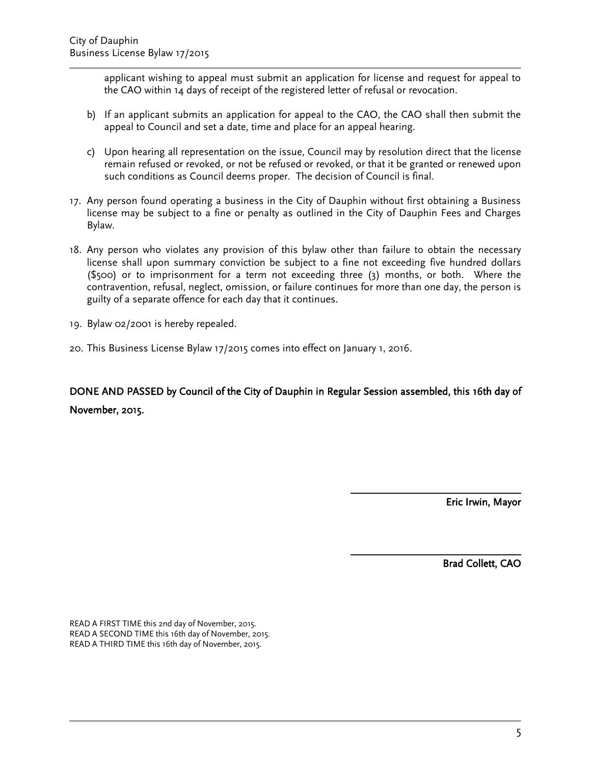applicant wishing to appeal must submit an application for license and request for appeal to the CAO within 14 days of receipt of the registered letter of refusal or revocation.

b) If an applicant submits an application for appeal to the CAO, the CAO shall then submit the appeal to Council and set a date, time and place for an appeal hearing.

c) Upon hearing all representation on the issue, Council may by resolution direct that the license remain refused or revoked, or not be refused or revoked, or that it be granted or renewed upon such conditions as Council deems proper. The decision of Council is final.

17. Any person found operating a business in the City of Dauphin without first obtaining a Business license may be subject to a fine or penalty as outlined in the City of Dauphin Fees and Charges Bylaw.

18. Any person who violates any provision of this bylaw other than failure to obtain the necessary license shall upon summary conviction be subject to a fine not exceeding five hundred dollars ($500) or to imprisonment for a term not exceeding three (3) months, or both. Where the contravention, refusal, neglect, omission, or failure continues for more than one day, the person is guilty of a separate offence for each day that it continues.

19. Bylaw 02/2001 is hereby repealed.

20. This Business License Bylaw 17/2015 comes into effect on January 1, 2016.

**DONE AND PASSED by Council of the City of Dauphin in Regular Session assembled, this 16th day of November, 2015.**

_______________________________
**Eric Irwin, Mayor**

_______________________________
**Brad Collett, CAO**

READ A FIRST TIME this 2nd day of November, 2015.
READ A SECOND TIME this 16th day of November, 2015.
READ A THIRD TIME this 16th day of November, 2015.